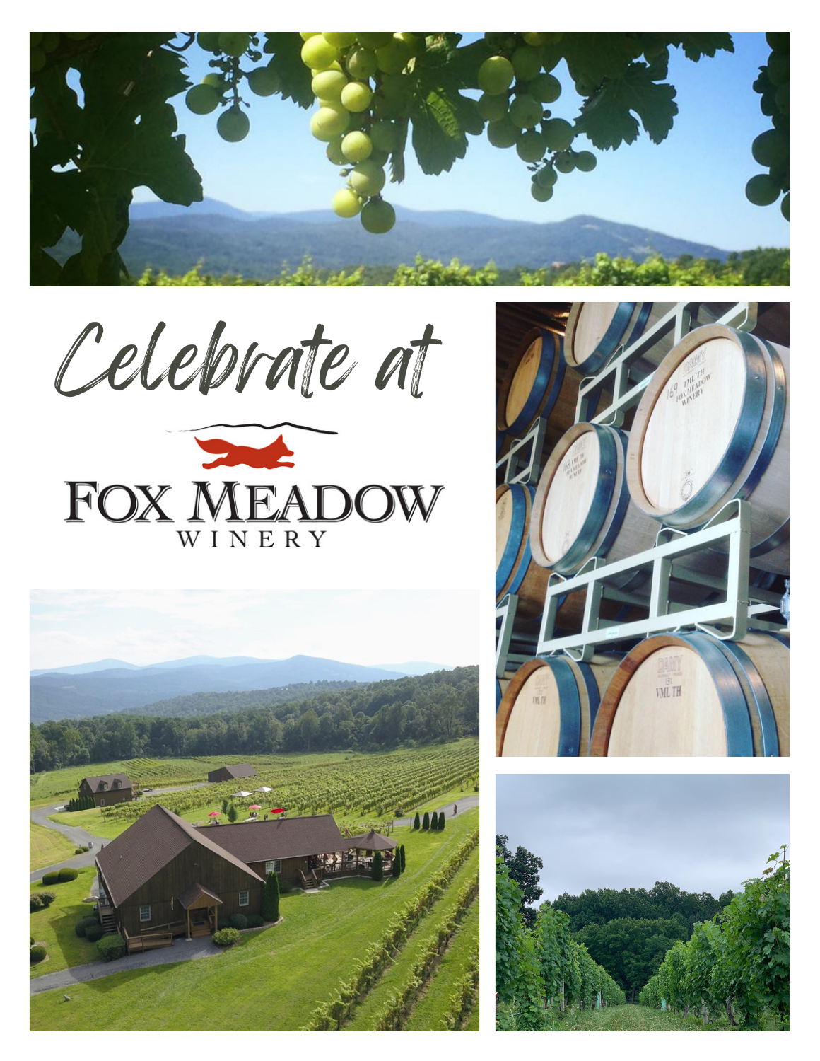# Celebrate at

# FOX MEADOW
WINERY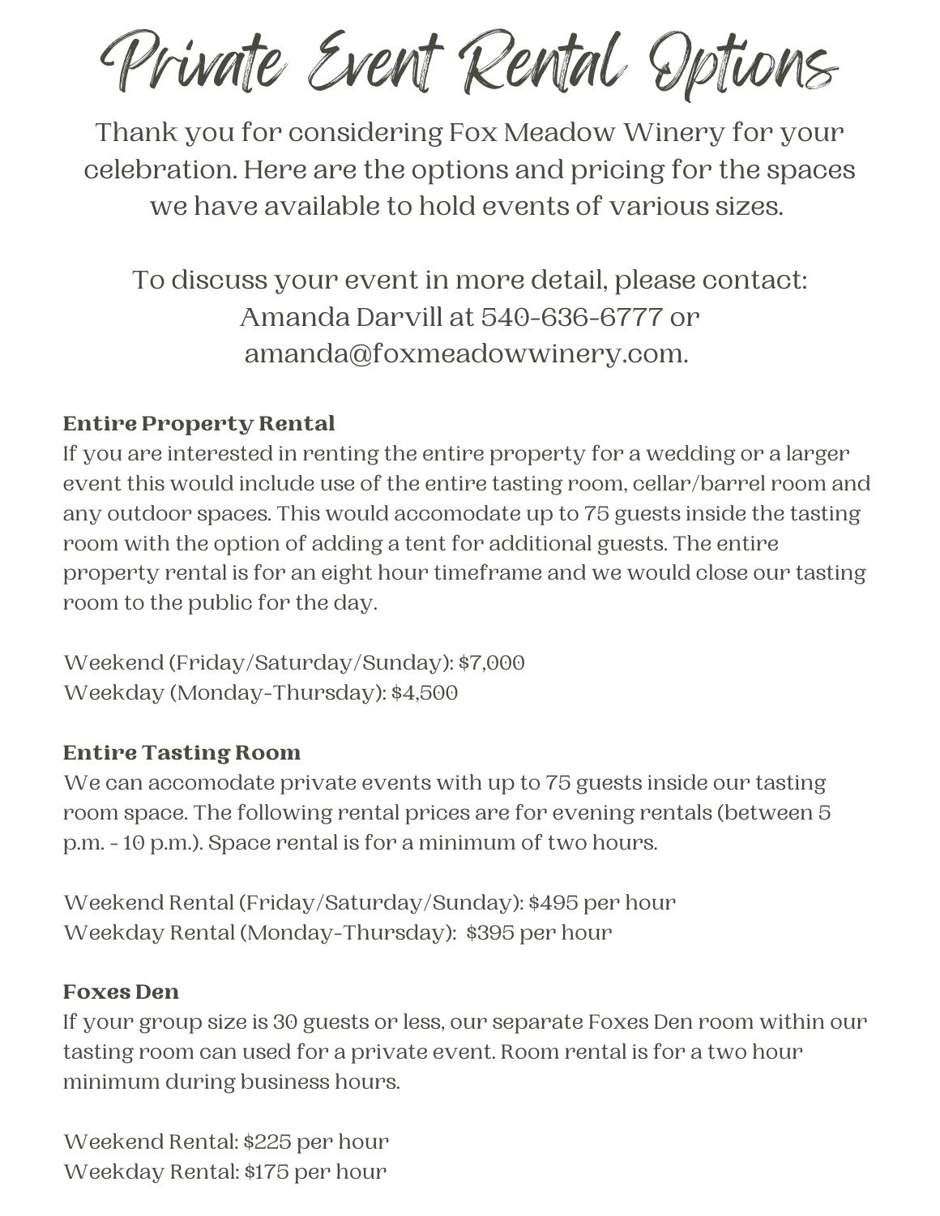# Private Event Rental Options

Thank you for considering Fox Meadow Winery for your celebration. Here are the options and pricing for the spaces we have available to hold events of various sizes.

To discuss your event in more detail, please contact:
Amanda Darvill at 540-636-6777 or
amanda@foxmeadowwinery.com.

**Entire Property Rental**

If you are interested in renting the entire property for a wedding or a larger event this would include use of the entire tasting room, cellar/barrel room and any outdoor spaces. This would accomodate up to 75 guests inside the tasting room with the option of adding a tent for additional guests. The entire property rental is for an eight hour timeframe and we would close our tasting room to the public for the day.

Weekend (Friday/Saturday/Sunday): $7,000
Weekday (Monday-Thursday): $4,500

**Entire Tasting Room**

We can accomodate private events with up to 75 guests inside our tasting room space. The following rental prices are for evening rentals (between 5 p.m. - 10 p.m.). Space rental is for a minimum of two hours.

Weekend Rental (Friday/Saturday/Sunday): $495 per hour
Weekday Rental (Monday-Thursday): $395 per hour

**Foxes Den**

If your group size is 30 guests or less, our separate Foxes Den room within our tasting room can used for a private event. Room rental is for a two hour minimum during business hours.

Weekend Rental: $225 per hour
Weekday Rental: $175 per hour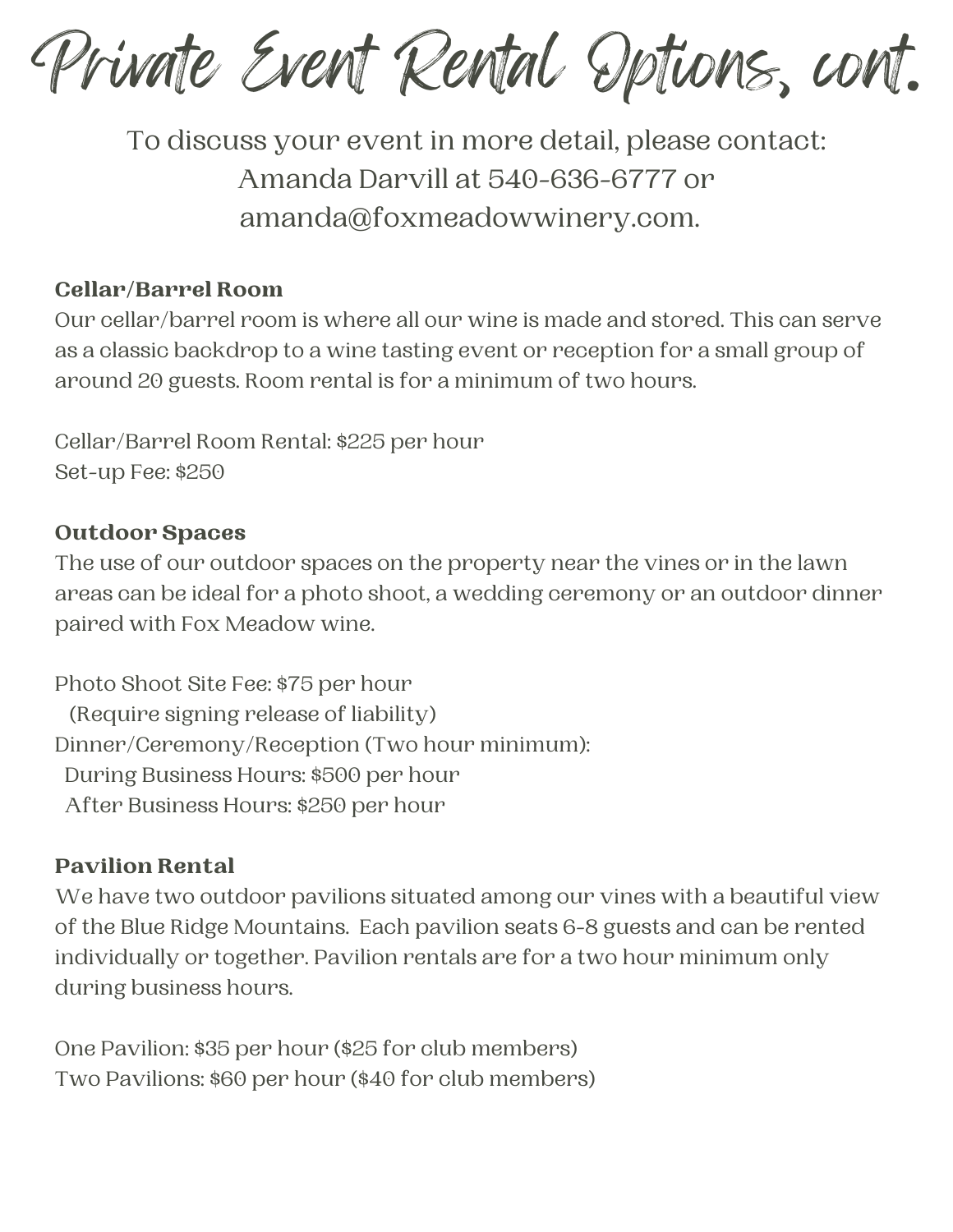# Private Event Rental Options, cont.

To discuss your event in more detail, please contact:
Amanda Darvill at 540-636-6777 or
amanda@foxmeadowwinery.com.

**Cellar/Barrel Room**

Our cellar/barrel room is where all our wine is made and stored. This can serve as a classic backdrop to a wine tasting event or reception for a small group of around 20 guests. Room rental is for a minimum of two hours.

Cellar/Barrel Room Rental: $225 per hour
Set-up Fee: $250

**Outdoor Spaces**

The use of our outdoor spaces on the property near the vines or in the lawn areas can be ideal for a photo shoot, a wedding ceremony or an outdoor dinner paired with Fox Meadow wine.

Photo Shoot Site Fee: $75 per hour
(Require signing release of liability)
Dinner/Ceremony/Reception (Two hour minimum):
During Business Hours: $500 per hour
After Business Hours: $250 per hour

**Pavilion Rental**

We have two outdoor pavilions situated among our vines with a beautiful view of the Blue Ridge Mountains. Each pavilion seats 6-8 guests and can be rented individually or together. Pavilion rentals are for a two hour minimum only during business hours.

One Pavilion: $35 per hour ($25 for club members)
Two Pavilions: $60 per hour ($40 for club members)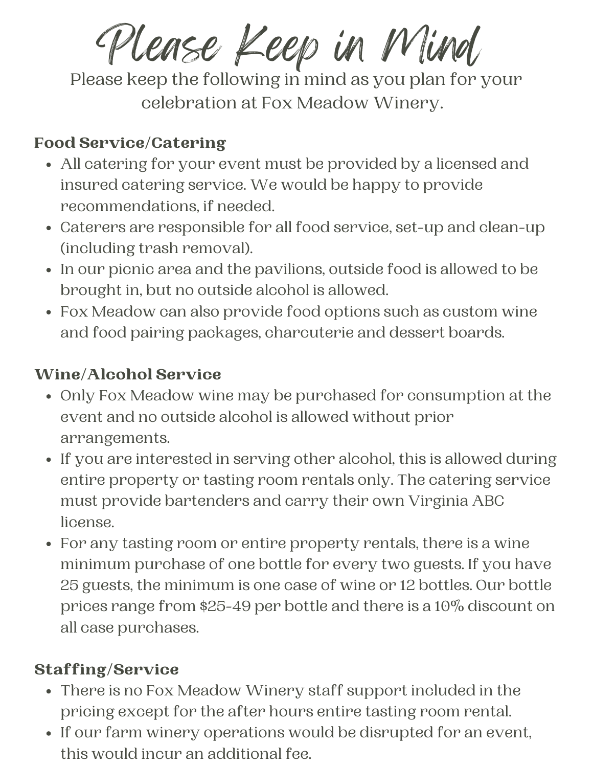# Please Keep in Mind

Please keep the following in mind as you plan for your celebration at Fox Meadow Winery.

## Food Service/Catering

- All catering for your event must be provided by a licensed and insured catering service. We would be happy to provide recommendations, if needed.
- Caterers are responsible for all food service, set-up and clean-up (including trash removal).
- In our picnic area and the pavilions, outside food is allowed to be brought in, but no outside alcohol is allowed.
- Fox Meadow can also provide food options such as custom wine and food pairing packages, charcuterie and dessert boards.

## Wine/Alcohol Service

- Only Fox Meadow wine may be purchased for consumption at the event and no outside alcohol is allowed without prior arrangements.
- If you are interested in serving other alcohol, this is allowed during entire property or tasting room rentals only. The catering service must provide bartenders and carry their own Virginia ABC license.
- For any tasting room or entire property rentals, there is a wine minimum purchase of one bottle for every two guests. If you have 25 guests, the minimum is one case of wine or 12 bottles. Our bottle prices range from $25-49 per bottle and there is a 10% discount on all case purchases.

## Staffing/Service

- There is no Fox Meadow Winery staff support included in the pricing except for the after hours entire tasting room rental.
- If our farm winery operations would be disrupted for an event, this would incur an additional fee.